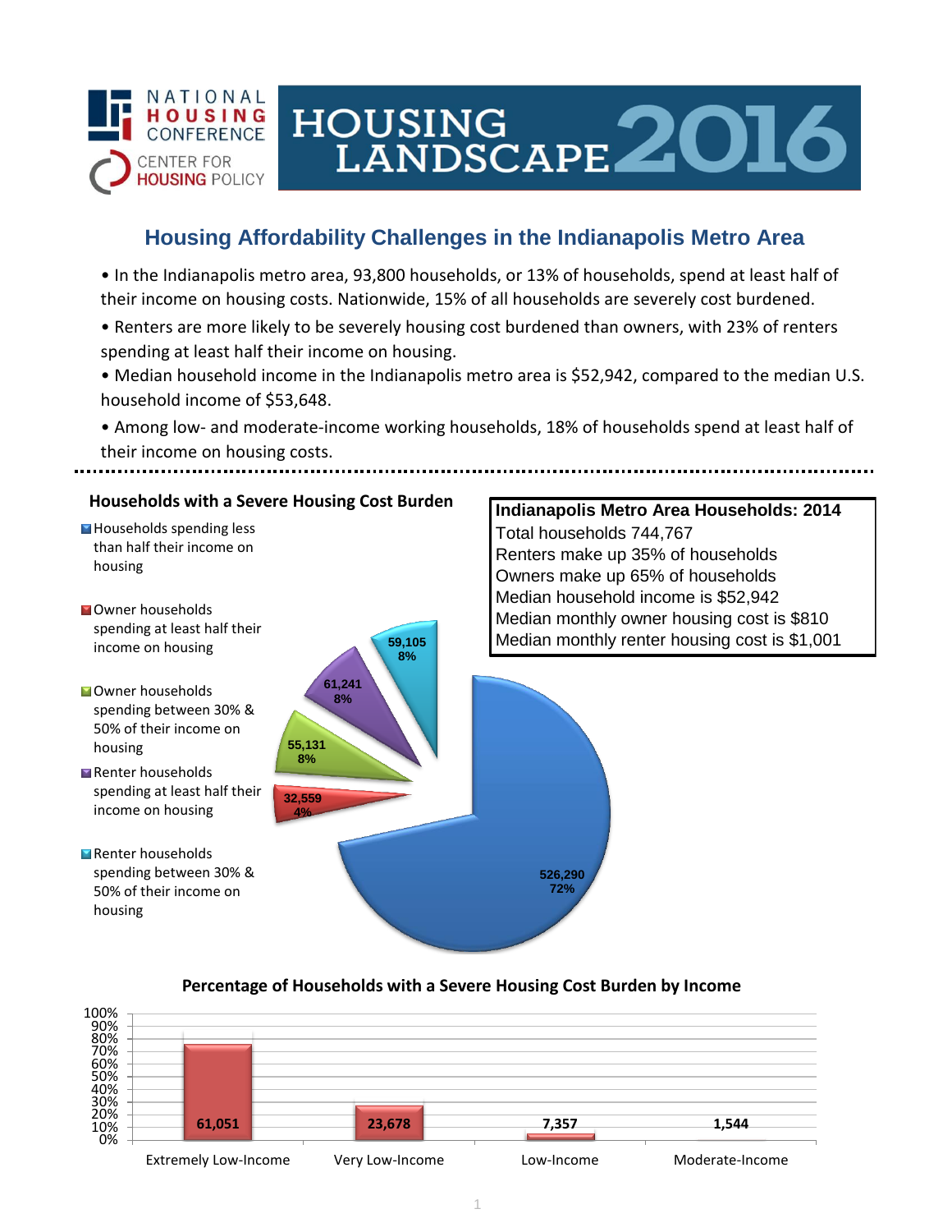NATIONAL HOUSING CONFERENCE
CENTER FOR HOUSING POLICY

# HOUSING LANDSCAPE 2016

## Housing Affordability Challenges in the Indianapolis Metro Area

- In the Indianapolis metro area, 93,800 households, or 13% of households, spend at least half of their income on housing costs. Nationwide, 15% of all households are severely cost burdened.
- Renters are more likely to be severely housing cost burdened than owners, with 23% of renters spending at least half their income on housing.
- Median household income in the Indianapolis metro area is $52,942, compared to the median U.S. household income of $53,648.
- Among low- and moderate-income working households, 18% of households spend at least half of their income on housing costs.

### Households with a Severe Housing Cost Burden

| Category | Households | Percent |
|---|---|---|
| Households spending less than half their income on housing | 526,290 | 72% |
| Owner households spending at least half their income on housing | 32,559 | 4% |
| Owner households spending between 30% & 50% of their income on housing | 55,131 | 8% |
| Renter households spending at least half their income on housing | 61,241 | 8% |
| Renter households spending between 30% & 50% of their income on housing | 59,105 | 8% |

### Indianapolis Metro Area Households: 2014

Total households 744,767
Renters make up 35% of households
Owners make up 65% of households
Median household income is $52,942
Median monthly owner housing cost is $810
Median monthly renter housing cost is $1,001

### Percentage of Households with a Severe Housing Cost Burden by Income

| Income Level | Households |
|---|---|
| Extremely Low-Income | 61,051 |
| Very Low-Income | 23,678 |
| Low-Income | 7,357 |
| Moderate-Income | 1,544 |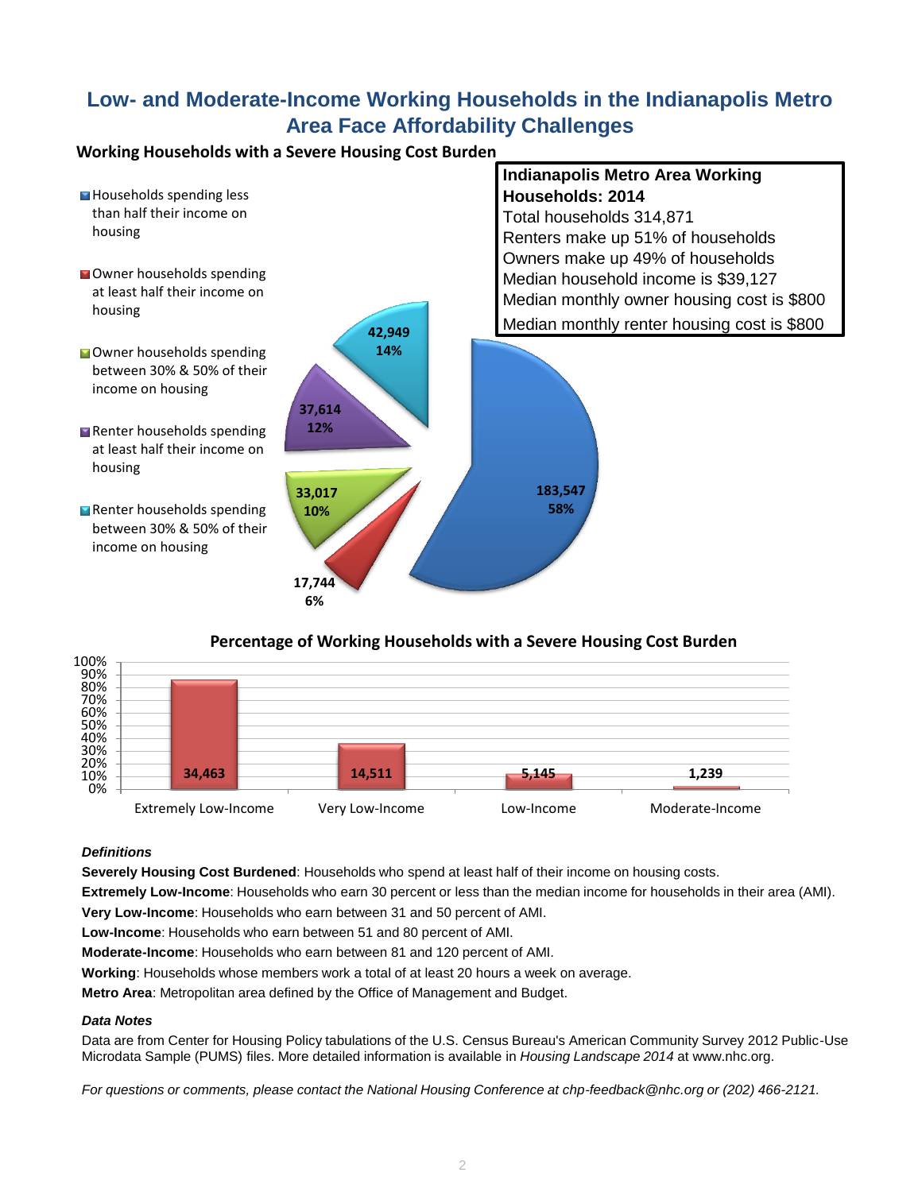# Low- and Moderate-Income Working Households in the Indianapolis Metro Area Face Affordability Challenges

**Working Households with a Severe Housing Cost Burden**

Households spending less than half their income on housing

Owner households spending at least half their income on housing

Owner households spending between 30% & 50% of their income on housing

Renter households spending at least half their income on housing

Renter households spending between 30% & 50% of their income on housing

42,949
14%

37,614
12%

33,017
10%

17,744
6%

183,547
58%

**Indianapolis Metro Area Working Households: 2014**

Total households 314,871
Renters make up 51% of households
Owners make up 49% of households
Median household income is $39,127
Median monthly owner housing cost is $800
Median monthly renter housing cost is $800

**Percentage of Working Households with a Severe Housing Cost Burden**

100%
90%
80%
70%
60%
50%
40%
30%
20%
10%
0%

34,463
14,511
5,145
1,239

Extremely Low-Income
Very Low-Income
Low-Income
Moderate-Income

***Definitions***

**Severely Housing Cost Burdened**: Households who spend at least half of their income on housing costs.

**Extremely Low-Income**: Households who earn 30 percent or less than the median income for households in their area (AMI).

**Very Low-Income**: Households who earn between 31 and 50 percent of AMI.

**Low-Income**: Households who earn between 51 and 80 percent of AMI.

**Moderate-Income**: Households who earn between 81 and 120 percent of AMI.

**Working**: Households whose members work a total of at least 20 hours a week on average.

**Metro Area**: Metropolitan area defined by the Office of Management and Budget.

***Data Notes***

Data are from Center for Housing Policy tabulations of the U.S. Census Bureau's American Community Survey 2012 Public-Use Microdata Sample (PUMS) files. More detailed information is available in *Housing Landscape 2014* at www.nhc.org.

*For questions or comments, please contact the National Housing Conference at chp-feedback@nhc.org or (202) 466-2121.*